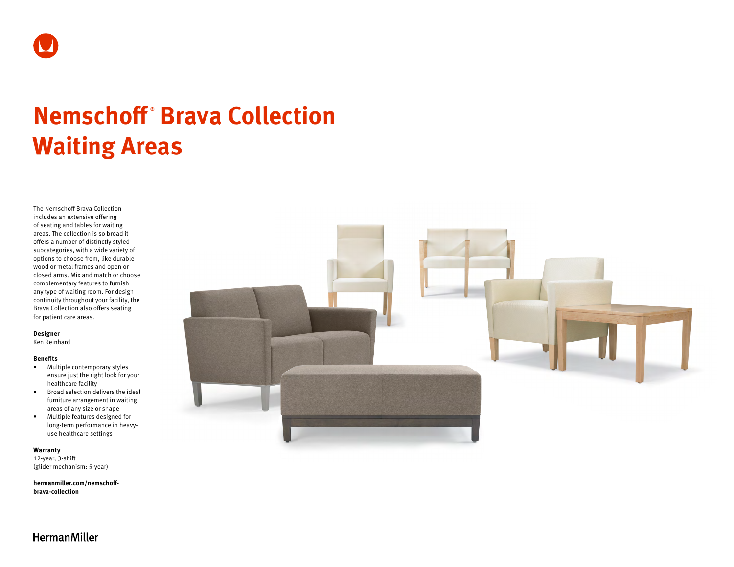# Nemschoff® Brava Collection Waiting Areas

The Nemschoff Brava Collection includes an extensive offering of seating and tables for waiting areas. The collection is so broad it offers a number of distinctly styled subcategories, with a wide variety of options to choose from, like durable wood or metal frames and open or closed arms. Mix and match or choose complementary features to furnish any type of waiting room. For design continuity throughout your facility, the Brava Collection also offers seating for patient care areas.

**Designer**
Ken Reinhard

**Benefits**

- Multiple contemporary styles ensure just the right look for your healthcare facility
- Broad selection delivers the ideal furniture arrangement in waiting areas of any size or shape
- Multiple features designed for long-term performance in heavy-use healthcare settings

**Warranty**
12-year, 3-shift
(glider mechanism: 5-year)

**hermanmiller.com/nemschoff-brava-collection**

HermanMiller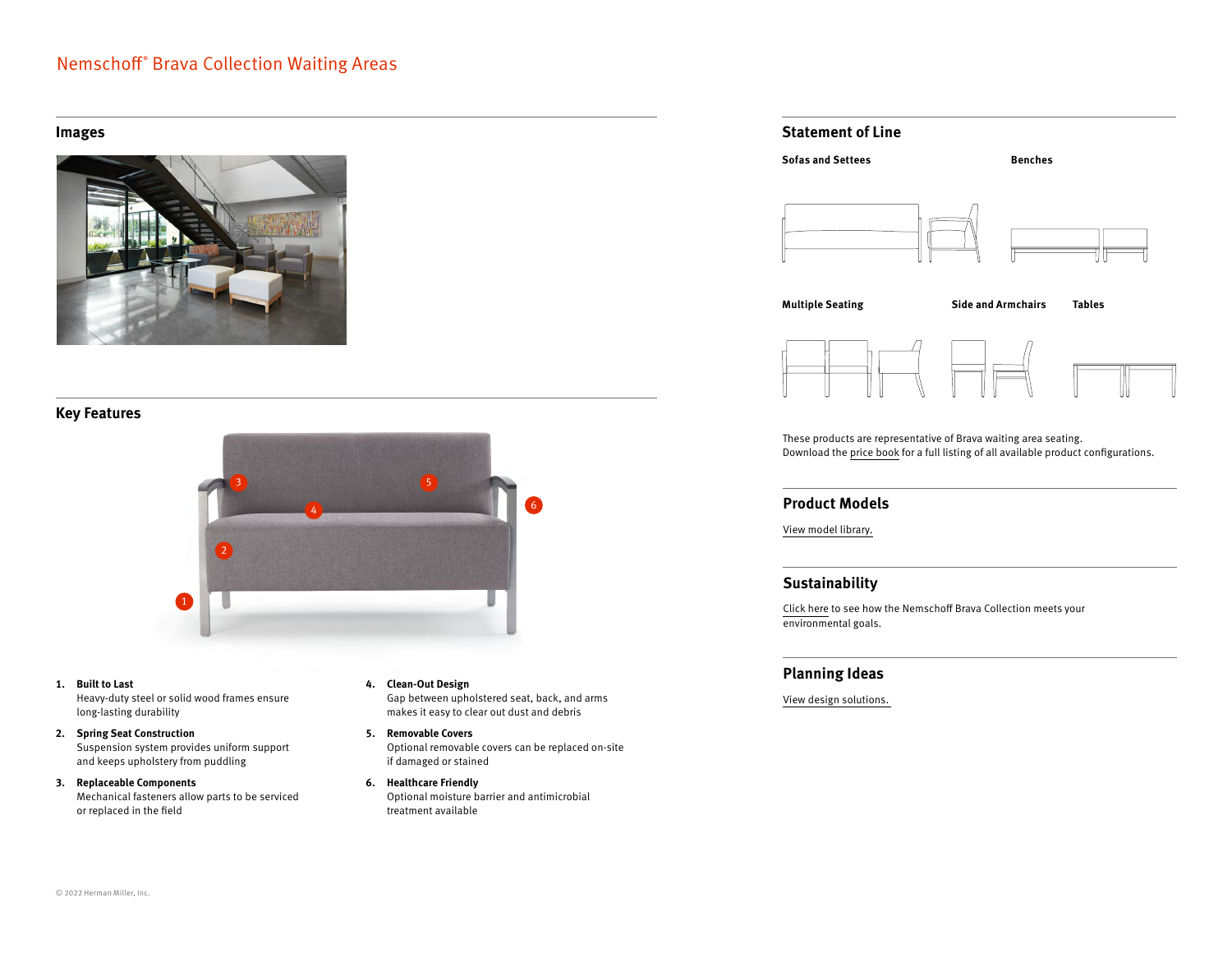# Nemschoff® Brava Collection Waiting Areas

## Images

## Key Features

1. **Built to Last**
   Heavy-duty steel or solid wood frames ensure long-lasting durability
2. **Spring Seat Construction**
   Suspension system provides uniform support and keeps upholstery from puddling
3. **Replaceable Components**
   Mechanical fasteners allow parts to be serviced or replaced in the field
4. **Clean-Out Design**
   Gap between upholstered seat, back, and arms makes it easy to clear out dust and debris
5. **Removable Covers**
   Optional removable covers can be replaced on-site if damaged or stained
6. **Healthcare Friendly**
   Optional moisture barrier and antimicrobial treatment available

## Statement of Line

**Sofas and Settees**

**Benches**

**Multiple Seating**

**Side and Armchairs**

**Tables**

These products are representative of Brava waiting area seating.
Download the price book for a full listing of all available product configurations.

## Product Models

View model library.

## Sustainability

Click here to see how the Nemschoff Brava Collection meets your environmental goals.

## Planning Ideas

View design solutions.

© 2022 Herman Miller, Inc.